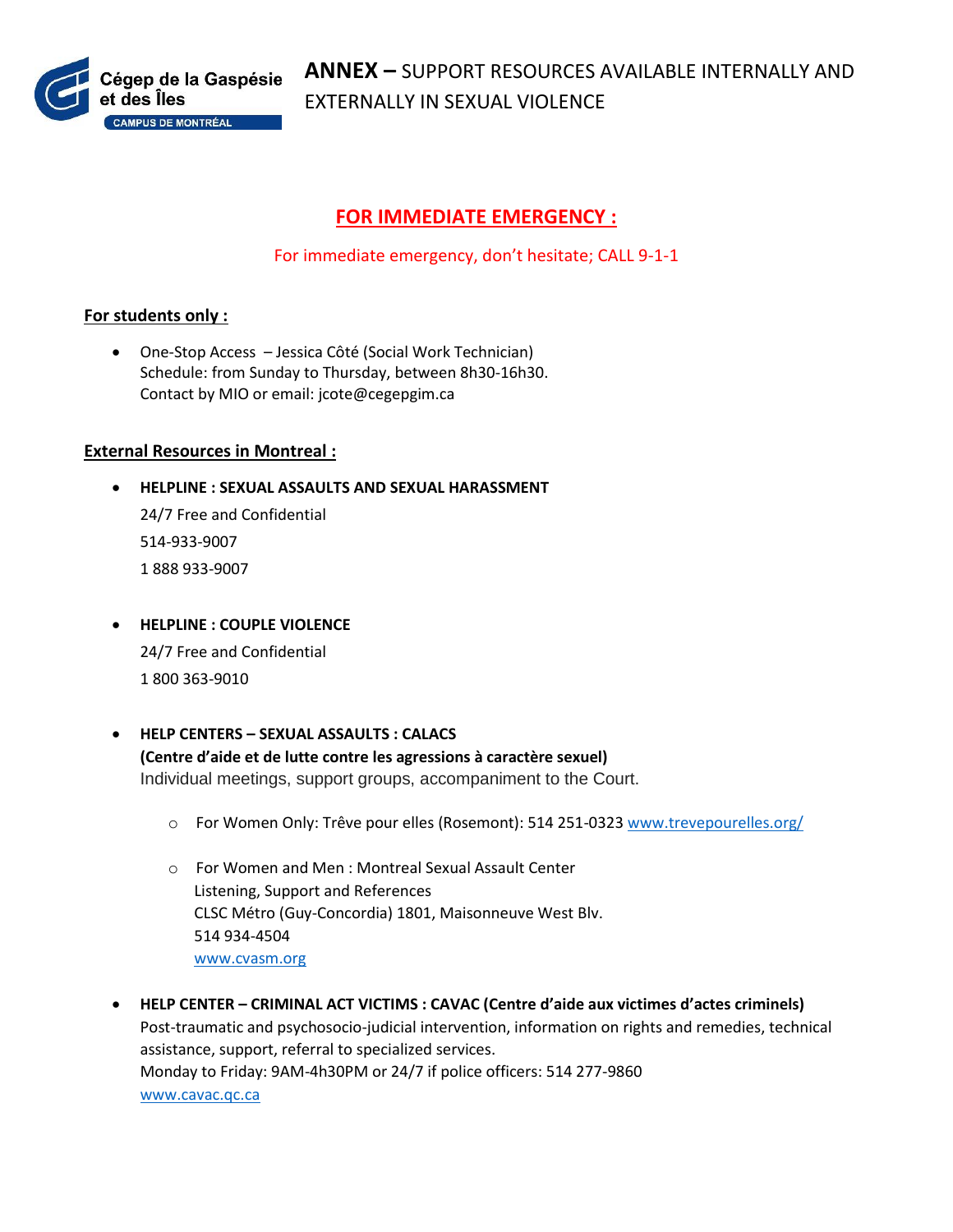Cégep de la Gaspésie et des Îles
CAMPUS DE MONTRÉAL

# **ANNEX –** SUPPORT RESOURCES AVAILABLE INTERNALLY AND EXTERNALLY IN SEXUAL VIOLENCE

## FOR IMMEDIATE EMERGENCY :

For immediate emergency, don't hesitate; CALL 9-1-1

### For students only :

- One-Stop Access – Jessica Côté (Social Work Technician)
  Schedule: from Sunday to Thursday, between 8h30-16h30.
  Contact by MIO or email: jcote@cegepgim.ca

### External Resources in Montreal :

- **HELPLINE : SEXUAL ASSAULTS AND SEXUAL HARASSMENT**

  24/7 Free and Confidential

  514-933-9007

  1 888 933-9007

- **HELPLINE : COUPLE VIOLENCE**

  24/7 Free and Confidential

  1 800 363-9010

- **HELP CENTERS – SEXUAL ASSAULTS : CALACS**
  **(Centre d'aide et de lutte contre les agressions à caractère sexuel)**
  Individual meetings, support groups, accompaniment to the Court.

  - For Women Only: Trêve pour elles (Rosemont): 514 251-0323 www.trevepourelles.org/

  - For Women and Men : Montreal Sexual Assault Center
    Listening, Support and References
    CLSC Métro (Guy-Concordia) 1801, Maisonneuve West Blv.
    514 934-4504
    www.cvasm.org

- **HELP CENTER – CRIMINAL ACT VICTIMS : CAVAC (Centre d'aide aux victimes d'actes criminels)**
  Post-traumatic and psychosocio-judicial intervention, information on rights and remedies, technical assistance, support, referral to specialized services.
  Monday to Friday: 9AM-4h30PM or 24/7 if police officers: 514 277-9860
  www.cavac.qc.ca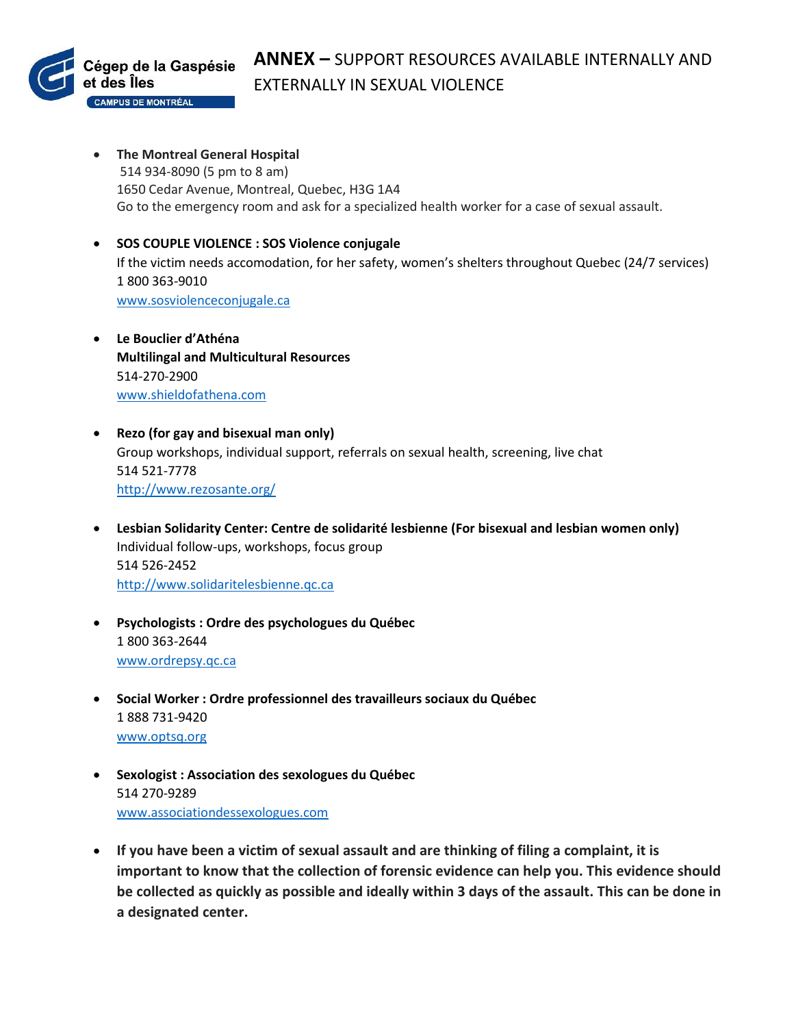# ANNEX – SUPPORT RESOURCES AVAILABLE INTERNALLY AND EXTERNALLY IN SEXUAL VIOLENCE

- **The Montreal General Hospital**
  514 934-8090 (5 pm to 8 am)
  1650 Cedar Avenue, Montreal, Quebec, H3G 1A4
  Go to the emergency room and ask for a specialized health worker for a case of sexual assault.

- **SOS COUPLE VIOLENCE : SOS Violence conjugale**
  If the victim needs accomodation, for her safety, women's shelters throughout Quebec (24/7 services)
  1 800 363-9010
  www.sosviolenceconjugale.ca

- **Le Bouclier d'Athéna**
  **Multilingal and Multicultural Resources**
  514-270-2900
  www.shieldofathena.com

- **Rezo (for gay and bisexual man only)**
  Group workshops, individual support, referrals on sexual health, screening, live chat
  514 521-7778
  http://www.rezosante.org/

- **Lesbian Solidarity Center: Centre de solidarité lesbienne (For bisexual and lesbian women only)**
  Individual follow-ups, workshops, focus group
  514 526-2452
  http://www.solidaritelesbienne.qc.ca

- **Psychologists : Ordre des psychologues du Québec**
  1 800 363-2644
  www.ordrepsy.qc.ca

- **Social Worker : Ordre professionnel des travailleurs sociaux du Québec**
  1 888 731-9420
  www.optsq.org

- **Sexologist : Association des sexologues du Québec**
  514 270-9289
  www.associationdessexologues.com

- **If you have been a victim of sexual assault and are thinking of filing a complaint, it is important to know that the collection of forensic evidence can help you. This evidence should be collected as quickly as possible and ideally within 3 days of the assault. This can be done in a designated center.**